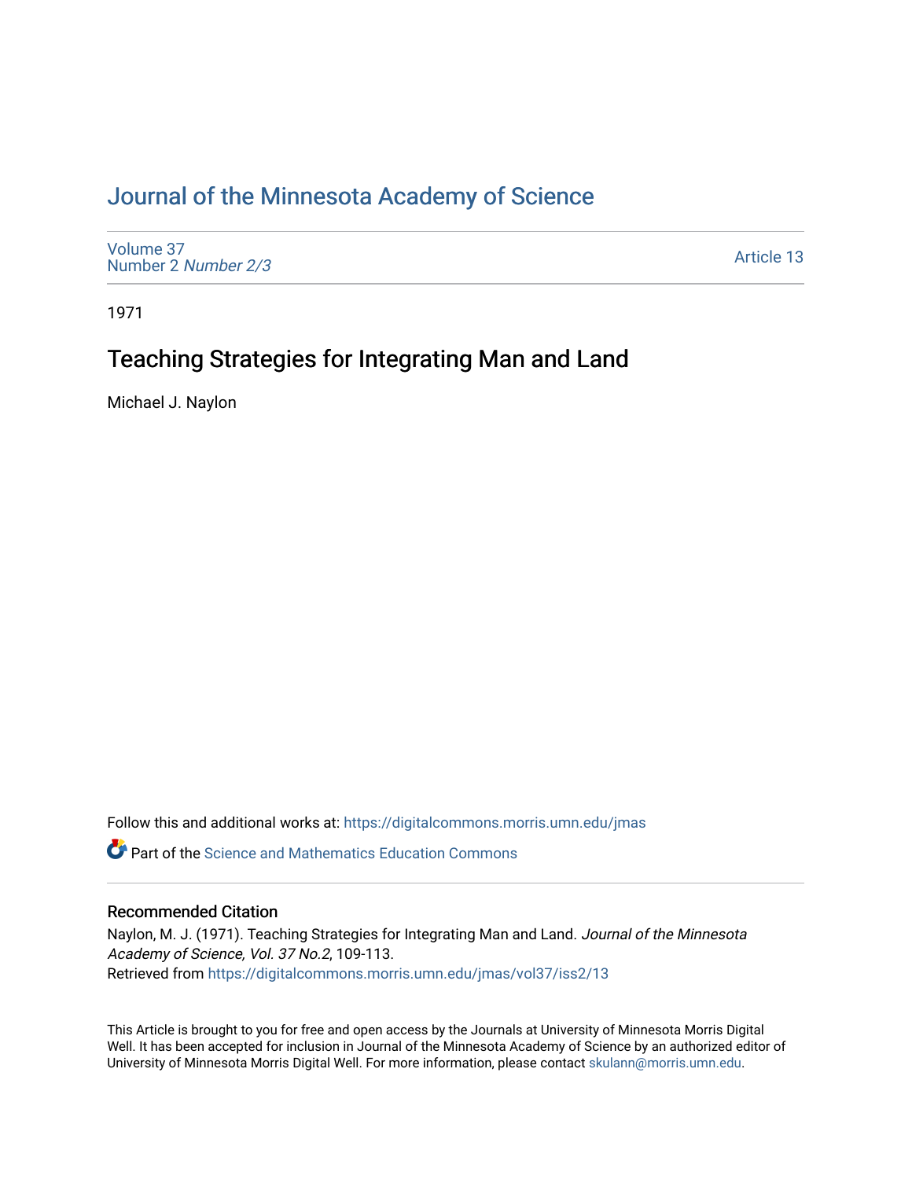# Journal of the Minnesota Academy of Science

Volume 37
Number 2 *Number 2/3*

Article 13

1971

## Teaching Strategies for Integrating Man and Land

Michael J. Naylon

Follow this and additional works at: https://digitalcommons.morris.umn.edu/jmas

Part of the Science and Mathematics Education Commons

### Recommended Citation

Naylon, M. J. (1971). Teaching Strategies for Integrating Man and Land. *Journal of the Minnesota Academy of Science, Vol. 37 No.2*, 109-113.
Retrieved from https://digitalcommons.morris.umn.edu/jmas/vol37/iss2/13

This Article is brought to you for free and open access by the Journals at University of Minnesota Morris Digital Well. It has been accepted for inclusion in Journal of the Minnesota Academy of Science by an authorized editor of University of Minnesota Morris Digital Well. For more information, please contact skulann@morris.umn.edu.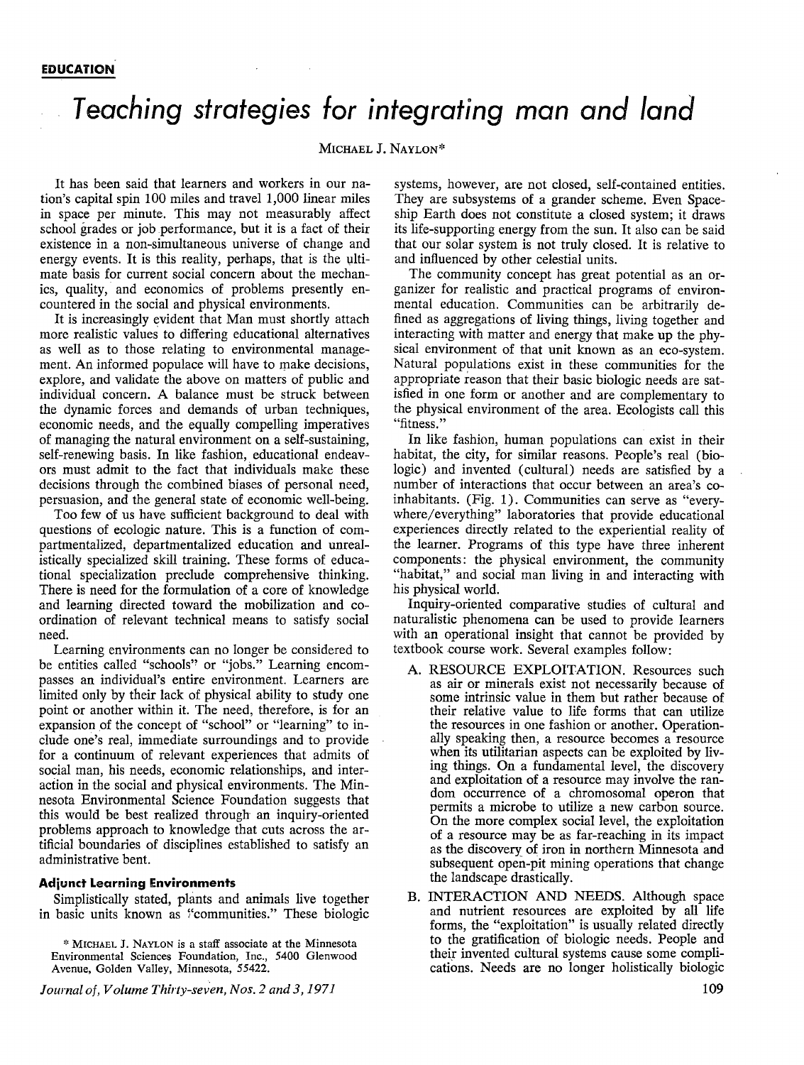EDUCATION

# Teaching strategies for integrating man and land

MICHAEL J. NAYLON*

It has been said that learners and workers in our nation's capital spin 100 miles and travel 1,000 linear miles in space per minute. This may not measurably affect school grades or job performance, but it is a fact of their existence in a non-simultaneous universe of change and energy events. It is this reality, perhaps, that is the ultimate basis for current social concern about the mechanics, quality, and economics of problems presently encountered in the social and physical environments.

It is increasingly evident that Man must shortly attach more realistic values to differing educational alternatives as well as to those relating to environmental management. An informed populace will have to make decisions, explore, and validate the above on matters of public and individual concern. A balance must be struck between the dynamic forces and demands of urban techniques, economic needs, and the equally compelling imperatives of managing the natural environment on a self-sustaining, self-renewing basis. In like fashion, educational endeavors must admit to the fact that individuals make these decisions through the combined biases of personal need, persuasion, and the general state of economic well-being.

Too few of us have sufficient background to deal with questions of ecologic nature. This is a function of compartmentalized, departmentalized education and unrealistically specialized skill training. These forms of educational specialization preclude comprehensive thinking. There is need for the formulation of a core of knowledge and learning directed toward the mobilization and coordination of relevant technical means to satisfy social need.

Learning environments can no longer be considered to be entities called "schools" or "jobs." Learning encompasses an individual's entire environment. Learners are limited only by their lack of physical ability to study one point or another within it. The need, therefore, is for an expansion of the concept of "school" or "learning" to include one's real, immediate surroundings and to provide for a continuum of relevant experiences that admits of social man, his needs, economic relationships, and interaction in the social and physical environments. The Minnesota Environmental Science Foundation suggests that this would be best realized through an inquiry-oriented problems approach to knowledge that cuts across the artificial boundaries of disciplines established to satisfy an administrative bent.

### Adjunct Learning Environments

Simplistically stated, plants and animals live together in basic units known as "communities." These biologic systems, however, are not closed, self-contained entities. They are subsystems of a grander scheme. Even Spaceship Earth does not constitute a closed system; it draws its life-supporting energy from the sun. It also can be said that our solar system is not truly closed. It is relative to and influenced by other celestial units.

The community concept has great potential as an organizer for realistic and practical programs of environmental education. Communities can be arbitrarily defined as aggregations of living things, living together and interacting with matter and energy that make up the physical environment of that unit known as an eco-system. Natural populations exist in these communities for the appropriate reason that their basic biologic needs are satisfied in one form or another and are complementary to the physical environment of the area. Ecologists call this "fitness."

In like fashion, human populations can exist in their habitat, the city, for similar reasons. People's real (biologic) and invented (cultural) needs are satisfied by a number of interactions that occur between an area's co-inhabitants. (Fig. 1). Communities can serve as "everywhere/everything" laboratories that provide educational experiences directly related to the experiential reality of the learner. Programs of this type have three inherent components: the physical environment, the community "habitat," and social man living in and interacting with his physical world.

Inquiry-oriented comparative studies of cultural and naturalistic phenomena can be used to provide learners with an operational insight that cannot be provided by textbook course work. Several examples follow:

A. RESOURCE EXPLOITATION. Resources such as air or minerals exist not necessarily because of some intrinsic value in them but rather because of their relative value to life forms that can utilize the resources in one fashion or another. Operationally speaking then, a resource becomes a resource when its utilitarian aspects can be exploited by living things. On a fundamental level, the discovery and exploitation of a resource may involve the random occurrence of a chromosomal operon that permits a microbe to utilize a new carbon source. On the more complex social level, the exploitation of a resource may be as far-reaching in its impact as the discovery of iron in northern Minnesota and subsequent open-pit mining operations that change the landscape drastically.

B. INTERACTION AND NEEDS. Although space and nutrient resources are exploited by all life forms, the "exploitation" is usually related directly to the gratification of biologic needs. People and their invented cultural systems cause some complications. Needs are no longer holistically biologic

* MICHAEL J. NAYLON is a staff associate at the Minnesota Environmental Sciences Foundation, Inc., 5400 Glenwood Avenue, Golden Valley, Minnesota, 55422.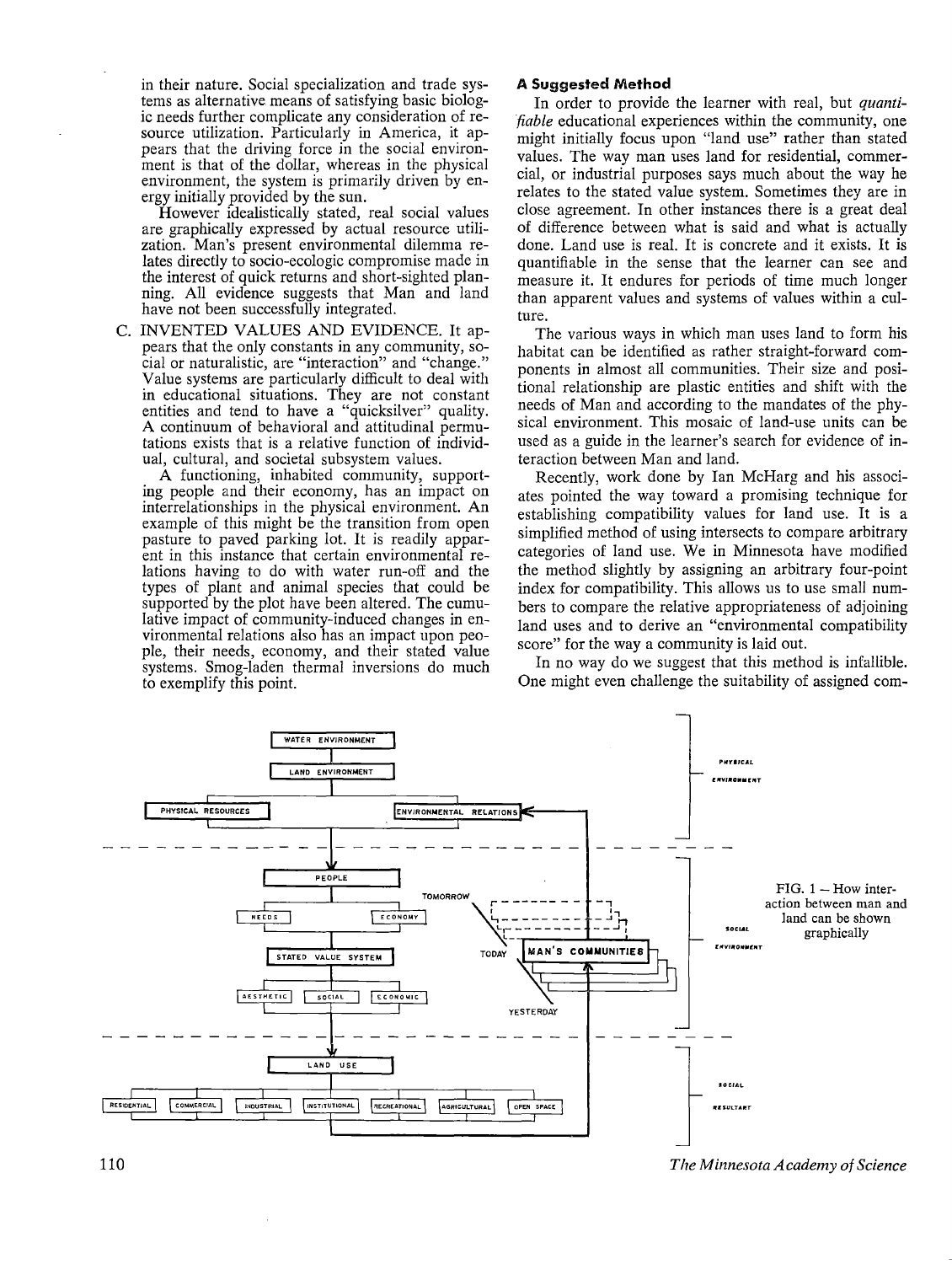in their nature. Social specialization and trade systems as alternative means of satisfying basic biologic needs further complicate any consideration of resource utilization. Particularly in America, it appears that the driving force in the social environment is that of the dollar, whereas in the physical environment, the system is primarily driven by energy initially provided by the sun.

However idealistically stated, real social values are graphically expressed by actual resource utilization. Man's present environmental dilemma relates directly to socio-ecologic compromise made in the interest of quick returns and short-sighted planning. All evidence suggests that Man and land have not been successfully integrated.

C. INVENTED VALUES AND EVIDENCE. It appears that the only constants in any community, social or naturalistic, are "interaction" and "change." Value systems are particularly difficult to deal with in educational situations. They are not constant entities and tend to have a "quicksilver" quality. A continuum of behavioral and attitudinal permutations exists that is a relative function of individual, cultural, and societal subsystem values.

A functioning, inhabited community, supporting people and their economy, has an impact on interrelationships in the physical environment. An example of this might be the transition from open pasture to paved parking lot. It is readily apparent in this instance that certain environmental relations having to do with water run-off and the types of plant and animal species that could be supported by the plot have been altered. The cumulative impact of community-induced changes in environmental relations also has an impact upon people, their needs, economy, and their stated value systems. Smog-laden thermal inversions do much to exemplify this point.

### A Suggested Method

In order to provide the learner with real, but *quantifiable* educational experiences within the community, one might initially focus upon "land use" rather than stated values. The way man uses land for residential, commercial, or industrial purposes says much about the way he relates to the stated value system. Sometimes they are in close agreement. In other instances there is a great deal of difference between what is said and what is actually done. Land use is real. It is concrete and it exists. It is quantifiable in the sense that the learner can see and measure it. It endures for periods of time much longer than apparent values and systems of values within a culture.

The various ways in which man uses land to form his habitat can be identified as rather straight-forward components in almost all communities. Their size and positional relationship are plastic entities and shift with the needs of Man and according to the mandates of the physical environment. This mosaic of land-use units can be used as a guide in the learner's search for evidence of interaction between Man and land.

Recently, work done by Ian McHarg and his associates pointed the way toward a promising technique for establishing compatibility values for land use. It is a simplified method of using intersects to compare arbitrary categories of land use. We in Minnesota have modified the method slightly by assigning an arbitrary four-point index for compatibility. This allows us to use small numbers to compare the relative appropriateness of adjoining land uses and to derive an "environmental compatibility score" for the way a community is laid out.

In no way do we suggest that this method is infallible. One might even challenge the suitability of assigned com-

FIG. 1 – How interaction between man and land can be shown graphically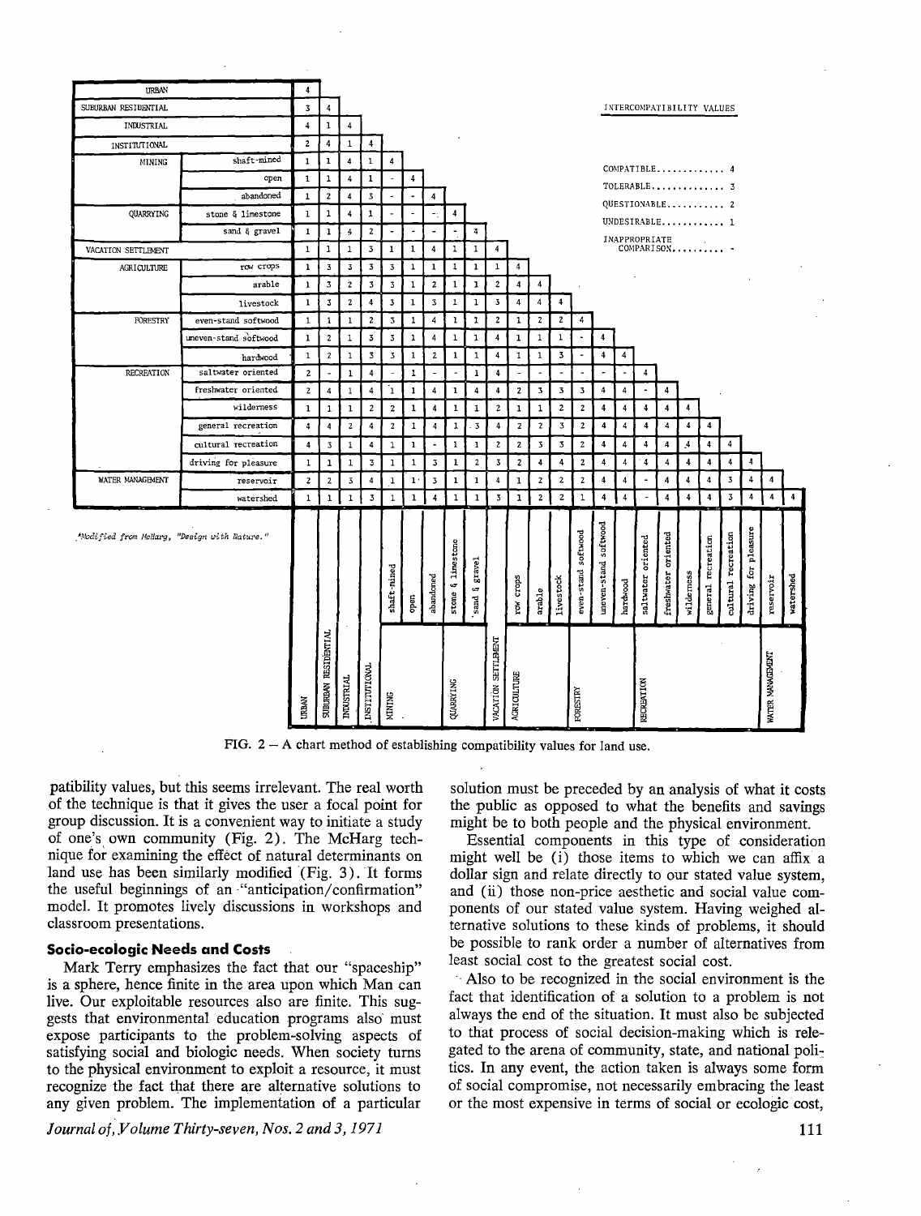| Land use | | Urban | Suburban residential | Industrial | Institutional | Mining: shaft-mined | Mining: open | Mining: abandoned | Quarrying: stone & limestone | Quarrying: sand & gravel | Vacation settlement | Agriculture: row crops | Agriculture: arable | Agriculture: livestock | Forestry: even-stand softwood | Forestry: uneven-stand softwood | Forestry: hardwood | Recreation: saltwater oriented | Recreation: freshwater oriented | Recreation: wilderness | Recreation: general recreation | Recreation: cultural recreation | Recreation: driving for pleasure | Water management: reservoir | Water management: watershed |
|---|---|---|---|---|---|---|---|---|---|---|---|---|---|---|---|---|---|---|---|---|---|---|---|---|---|
| URBAN | | 4 | | | | | | | | | | | | | | | | | | | | | | | |
| SUBURBAN RESIDENTIAL | | 3 | 4 | | | | | | | | | | | | | | | | | | | | | | |
| INDUSTRIAL | | 4 | 1 | 4 | | | | | | | | | | | | | | | | | | | | | |
| INSTITUTIONAL | | 2 | 4 | 1 | 4 | | | | | | | | | | | | | | | | | | | | |
| MINING | shaft-mined | 1 | 1 | 4 | 1 | 4 | | | | | | | | | | | | | | | | | | | |
| | open | 1 | 1 | 4 | 1 | - | 4 | | | | | | | | | | | | | | | | | | |
| | abandoned | 1 | 2 | 4 | 3 | - | - | 4 | | | | | | | | | | | | | | | | | |
| QUARRYING | stone & limestone | 1 | 1 | 4 | 1 | - | - | - | 4 | | | | | | | | | | | | | | | | |
| | sand & gravel | 1 | 1 | 4 | 2 | - | - | - | - | 4 | | | | | | | | | | | | | | | |
| VACATION SETTLEMENT | | 1 | 1 | 1 | 3 | 1 | 1 | 4 | 1 | 1 | 4 | | | | | | | | | | | | | | |
| AGRICULTURE | row crops | 1 | 3 | 3 | 3 | 3 | 1 | 1 | 1 | 1 | 1 | 4 | | | | | | | | | | | | | |
| | arable | 1 | 3 | 2 | 3 | 3 | 1 | 2 | 1 | 1 | 2 | 4 | 4 | | | | | | | | | | | | |
| | livestock | 1 | 3 | 2 | 4 | 3 | 1 | 3 | 1 | 1 | 3 | 4 | 4 | 4 | | | | | | | | | | | |
| FORESTRY | even-stand softwood | 1 | 1 | 1 | 2 | 3 | 1 | 4 | 1 | 1 | 2 | 1 | 2 | 2 | 4 | | | | | | | | | | |
| | uneven-stand softwood | 1 | 2 | 1 | 3 | 3 | 1 | 4 | 1 | 1 | 4 | 1 | 1 | 1 | - | 4 | | | | | | | | | |
| | hardwood | 1 | 2 | 1 | 3 | 3 | 1 | 2 | 1 | 1 | 4 | 1 | 1 | 3 | - | 4 | 4 | | | | | | | | |
| RECREATION | saltwater oriented | 2 | - | 1 | 4 | - | 1 | - | - | 1 | 4 | - | - | - | - | - | - | 4 | | | | | | | |
| | freshwater oriented | 2 | 4 | 1 | 4 | 1 | 1 | 4 | 1 | 4 | 4 | 2 | 3 | 3 | 3 | 4 | 4 | - | 4 | | | | | | |
| | wilderness | 1 | 1 | 1 | 2 | 2 | 1 | 4 | 1 | 1 | 2 | 1 | 1 | 2 | 2 | 4 | 4 | 4 | 4 | 4 | | | | | |
| | general recreation | 4 | 4 | 2 | 4 | 2 | 1 | 4 | 1 | 3 | 4 | 2 | 2 | 3 | 2 | 4 | 4 | 4 | 4 | 4 | 4 | | | | |
| | cultural recreation | 4 | 3 | 1 | 4 | 1 | 1 | - | 1 | 1 | 2 | 2 | 3 | 3 | 2 | 4 | 4 | 4 | 4 | 4 | 4 | 4 | | | |
| | driving for pleasure | 1 | 1 | 1 | 3 | 1 | 1 | 3 | 1 | 2 | 3 | 2 | 4 | 4 | 2 | 4 | 4 | 4 | 4 | 4 | 4 | 4 | 4 | | |
| WATER MANAGEMENT | reservoir | 2 | 2 | 3 | 4 | 1 | 1 | 3 | 1 | 1 | 4 | 1 | 2 | 2 | 2 | 4 | 4 | - | 4 | 4 | 4 | 3 | 4 | 4 | |
| | watershed | 1 | 1 | 1 | 3 | 1 | 1 | 4 | 1 | 1 | 3 | 1 | 2 | 2 | 1 | 4 | 4 | - | 4 | 4 | 4 | 3 | 4 | 4 | 4 |

INTERCOMPATIBILITY VALUES

COMPATIBLE............. 4
TOLERABLE.............. 3
QUESTIONABLE........... 2
UNDESIRABLE............ 1
INAPPROPRIATE COMPARISON.......... -

*Modified from McHarg, "Design with Nature."

FIG. 2 – A chart method of establishing compatibility values for land use.

patibility values, but this seems irrelevant. The real worth of the technique is that it gives the user a focal point for group discussion. It is a convenient way to initiate a study of one's own community (Fig. 2). The McHarg technique for examining the effect of natural determinants on land use has been similarly modified (Fig. 3). It forms the useful beginnings of an "anticipation/confirmation" model. It promotes lively discussions in workshops and classroom presentations.

### Socio-ecologic Needs and Costs

Mark Terry emphasizes the fact that our "spaceship" is a sphere, hence finite in the area upon which Man can live. Our exploitable resources also are finite. This suggests that environmental education programs also must expose participants to the problem-solving aspects of satisfying social and biologic needs. When society turns to the physical environment to exploit a resource, it must recognize the fact that there are alternative solutions to any given problem. The implementation of a particular solution must be preceded by an analysis of what it costs the public as opposed to what the benefits and savings might be to both people and the physical environment.

Essential components in this type of consideration might well be (i) those items to which we can affix a dollar sign and relate directly to our stated value system, and (ii) those non-price aesthetic and social value components of our stated value system. Having weighed alternative solutions to these kinds of problems, it should be possible to rank order a number of alternatives from least social cost to the greatest social cost.

Also to be recognized in the social environment is the fact that identification of a solution to a problem is not always the end of the situation. It must also be subjected to that process of social decision-making which is relegated to the arena of community, state, and national politics. In any event, the action taken is always some form of social compromise, not necessarily embracing the least or the most expensive in terms of social or ecologic cost,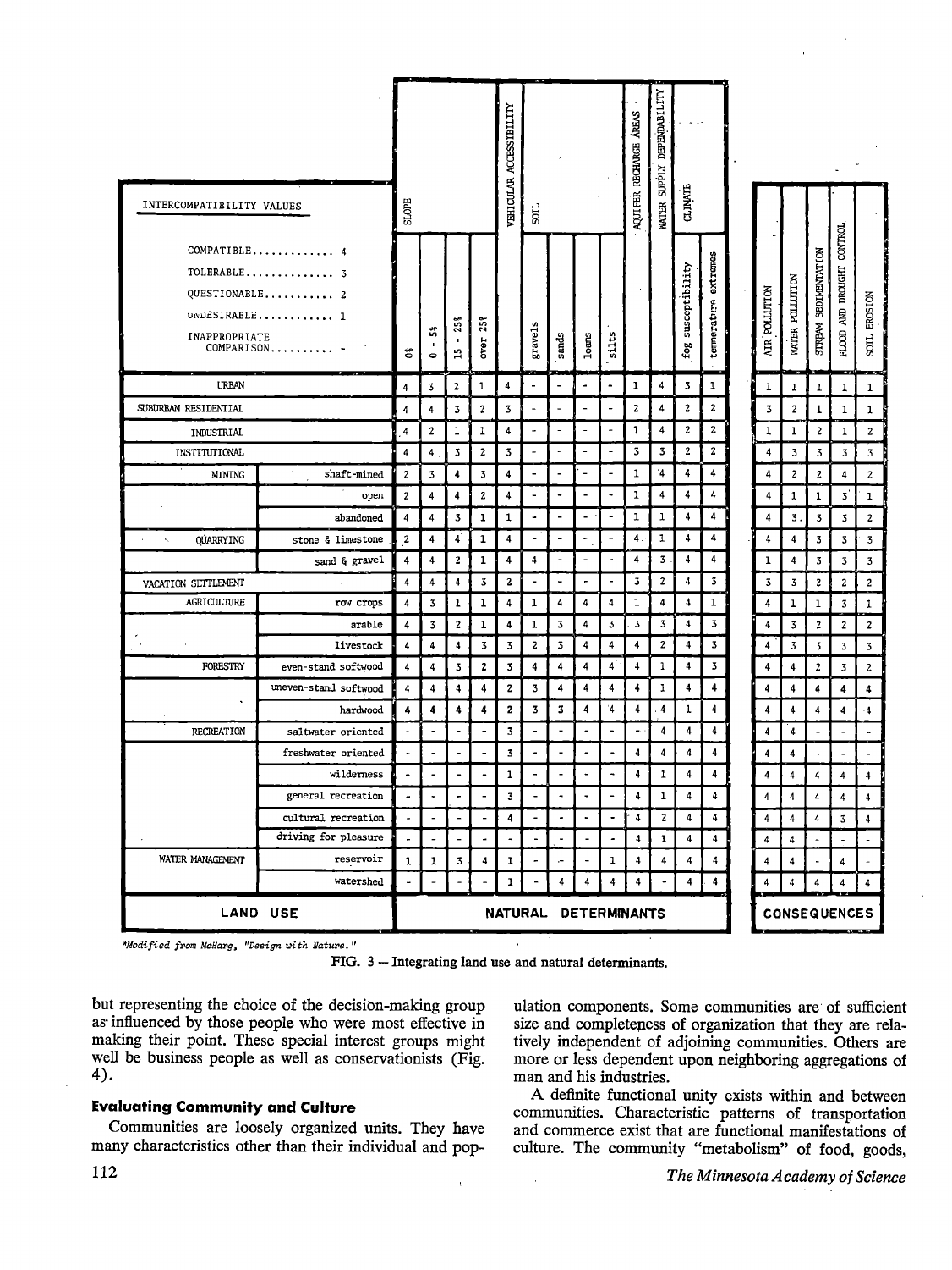| INTERCOMPATIBILITY VALUES<br>COMPATIBLE............ 4<br>TOLERABLE.............. 3<br>QUESTIONABLE........... 2<br>UNDESIRABLE............ 1<br>INAPPROPRIATE COMPARISON.......... - | | SLOPE 0% | SLOPE 0 - 5% | SLOPE 15 - 25% | SLOPE over 25% | VEHICULAR ACCESSIBILITY | SOIL gravels | SOIL sands | SOIL loams | SOIL silts | AQUIFER RECHARGE AREAS | WATER SUPPLY DEPENDABILITY | CLIMATE fog susceptibility | CLIMATE temperature extremes | AIR POLLUTION | WATER POLLUTION | STREAM SEDIMENTATION | FLOOD AND DROUGHT CONTROL | SOIL EROSION |
|---|---|---|---|---|---|---|---|---|---|---|---|---|---|---|---|---|---|---|---|
| URBAN | | 4 | 3 | 2 | 1 | 4 | - | - | - | - | 1 | 4 | 3 | 1 | 1 | 1 | 1 | 1 | 1 |
| SUBURBAN RESIDENTIAL | | 4 | 4 | 3 | 2 | 3 | - | - | - | - | 2 | 4 | 2 | 2 | 3 | 2 | 1 | 1 | 1 |
| INDUSTRIAL | | 4 | 2 | 1 | 1 | 4 | - | - | - | - | 1 | 4 | 2 | 2 | 1 | 1 | 2 | 1 | 2 |
| INSTITUTIONAL | | 4 | 4 | 3 | 2 | 3 | - | - | - | - | 3 | 3 | 2 | 2 | 4 | 3 | 3 | 3 | 3 |
| MINING | shaft-mined | 2 | 3 | 4 | 3 | 4 | - | - | - | - | 1 | 4 | 4 | 4 | 4 | 2 | 2 | 4 | 2 |
| | open | 2 | 4 | 4 | 2 | 4 | - | - | - | - | 1 | 4 | 4 | 4 | 4 | 1 | 1 | 3 | 1 |
| | abandoned | 4 | 4 | 3 | 1 | 1 | - | - | - | - | 1 | 1 | 4 | 4 | 4 | 3 | 3 | 3 | 2 |
| QUARRYING | stone & limestone | 2 | 4 | 4 | 1 | 4 | - | - | - | - | 4 | 1 | 4 | 4 | 4 | 4 | 3 | 3 | 3 |
| | sand & gravel | 4 | 4 | 2 | 1 | 4 | 4 | - | - | - | 4 | 3 | 4 | 4 | 1 | 4 | 3 | 3 | 3 |
| VACATION SETTLEMENT | | 4 | 4 | 4 | 3 | 2 | - | - | - | - | 3 | 2 | 4 | 3 | 3 | 3 | 2 | 2 | 2 |
| AGRICULTURE | row crops | 4 | 3 | 1 | 1 | 4 | 1 | 4 | 4 | 4 | 1 | 4 | 4 | 1 | 4 | 1 | 1 | 3 | 1 |
| | arable | 4 | 3 | 2 | 1 | 4 | 1 | 3 | 4 | 3 | 3 | 3 | 4 | 3 | 4 | 3 | 2 | 2 | 2 |
| | livestock | 4 | 4 | 4 | 3 | 3 | 2 | 3 | 4 | 4 | 4 | 2 | 4 | 3 | 4 | 3 | 3 | 3 | 3 |
| FORESTRY | even-stand softwood | 4 | 4 | 3 | 2 | 3 | 4 | 4 | 4 | 4 | 4 | 1 | 4 | 3 | 4 | 4 | 2 | 3 | 2 |
| | uneven-stand softwood | 4 | 4 | 4 | 4 | 2 | 3 | 4 | 4 | 4 | 4 | 1 | 4 | 4 | 4 | 4 | 4 | 4 | 4 |
| | hardwood | 4 | 4 | 4 | 4 | 2 | 3 | 3 | 4 | 4 | 4 | 4 | 1 | 4 | 4 | 4 | 4 | 4 | 4 |
| RECREATION | saltwater oriented | - | - | - | - | 3 | - | - | - | - | - | 4 | 4 | 4 | 4 | 4 | - | - | - |
| | freshwater oriented | - | - | - | - | 3 | - | - | - | - | 4 | 4 | 4 | 4 | 4 | 4 | - | - | - |
| | wilderness | - | - | - | - | 1 | - | - | - | - | 4 | 1 | 4 | 4 | 4 | 4 | 4 | 4 | 4 |
| | general recreation | - | - | - | - | 3 | - | - | - | - | 4 | 1 | 4 | 4 | 4 | 4 | 4 | 4 | 4 |
| | cultural recreation | - | - | - | - | 4 | - | - | - | - | 4 | 2 | 4 | 4 | 4 | 4 | 4 | 3 | 4 |
| | driving for pleasure | - | - | - | - | - | - | - | - | - | 4 | 1 | 4 | 4 | 4 | 4 | - | - | - |
| WATER MANAGEMENT | reservoir | 1 | 1 | 3 | 4 | 1 | - | - | - | 1 | 4 | 4 | 4 | 4 | 4 | 4 | - | 4 | - |
| | watershed | - | - | - | - | 1 | - | 4 | 4 | 4 | 4 | - | 4 | 4 | 4 | 4 | 4 | 4 | 4 |
| LAND USE | | NATURAL DETERMINANTS | | | | | | | | | | | | | CONSEQUENCES | | | | |

*Modified from McHarg, "Design with Nature."

FIG. 3 — Integrating land use and natural determinants.

but representing the choice of the decision-making group as influenced by those people who were most effective in making their point. These special interest groups might well be business people as well as conservationists (Fig. 4).

### Evaluating Community and Culture

Communities are loosely organized units. They have many characteristics other than their individual and population components. Some communities are of sufficient size and completeness of organization that they are relatively independent of adjoining communities. Others are more or less dependent upon neighboring aggregations of man and his industries.

A definite functional unity exists within and between communities. Characteristic patterns of transportation and commerce exist that are functional manifestations of culture. The community "metabolism" of food, goods,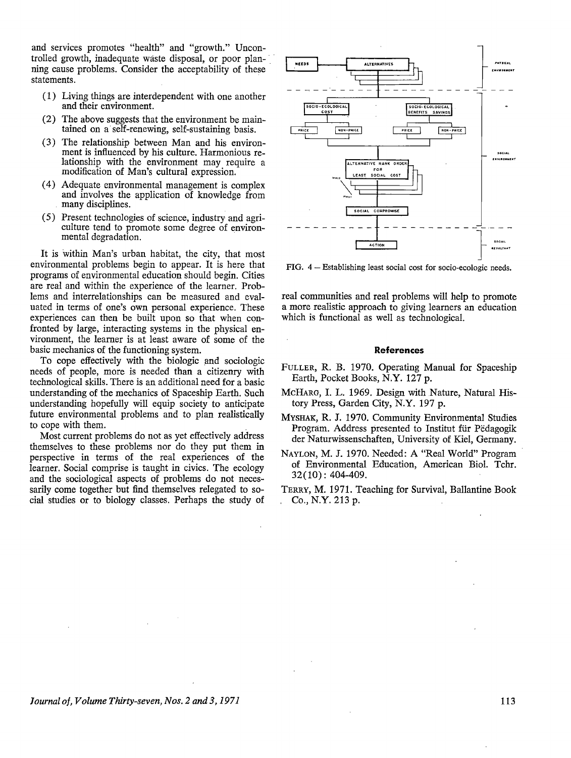and services promotes "health" and "growth." Uncontrolled growth, inadequate waste disposal, or poor planning cause problems. Consider the acceptability of these statements.

(1) Living things are interdependent with one another and their environment.

(2) The above suggests that the environment be maintained on a self-renewing, self-sustaining basis.

(3) The relationship between Man and his environment is influenced by his culture. Harmonious relationship with the environment may require a modification of Man's cultural expression.

(4) Adequate environmental management is complex and involves the application of knowledge from many disciplines.

(5) Present technologies of science, industry and agriculture tend to promote some degree of environmental degradation.

It is within Man's urban habitat, the city, that most environmental problems begin to appear. It is here that programs of environmental education should begin. Cities are real and within the experience of the learner. Problems and interrelationships can be measured and evaluated in terms of one's own personal experience. These experiences can then be built upon so that when confronted by large, interacting systems in the physical environment, the learner is at least aware of some of the basic mechanics of the functioning system.

To cope effectively with the biologic and sociologic needs of people, more is needed than a citizenry with technological skills. There is an additional need for a basic understanding of the mechanics of Spaceship Earth. Such understanding hopefully will equip society to anticipate future environmental problems and to plan realistically to cope with them.

Most current problems do not as yet effectively address themselves to these problems nor do they put them in perspective in terms of the real experiences of the learner. Social comprise is taught in civics. The ecology and the sociological aspects of problems do not necessarily come together but find themselves relegated to social studies or to biology classes. Perhaps the study of real communities and real problems will help to promote a more realistic approach to giving learners an education which is functional as well as technological.

NEEDS

ALTERNATIVES

PHYSICAL ENVIRONMENT

SOCIO-ECOLOGICAL COST

SOCIO-ECOLOGICAL BENEFITS SAVINGS

PRICE

NON-PRICE

PRICE

NON-PRICE

ALTERNATIVE RANK ORDER FOR LEAST SOCIAL COST

most

least

SOCIAL ENVIRONMENT

SOCIAL COMPROMISE

ACTION

SOCIAL RESULTANT

FIG. 4 — Establishing least social cost for socio-ecologic needs.

## References

FULLER, R. B. 1970. Operating Manual for Spaceship Earth, Pocket Books, N.Y. 127 p.

McHARG, I. L. 1969. Design with Nature, Natural History Press, Garden City, N.Y. 197 p.

MYSHAK, R. J. 1970. Community Environmental Studies Program. Address presented to Institut für Pëdagogik der Naturwissenschaften, University of Kiel, Germany.

NAYLON, M. J. 1970. Needed: A "Real World" Program of Environmental Education, American Biol. Tchr. 32(10): 404-409.

TERRY, M. 1971. Teaching for Survival, Ballantine Book Co., N.Y. 213 p.